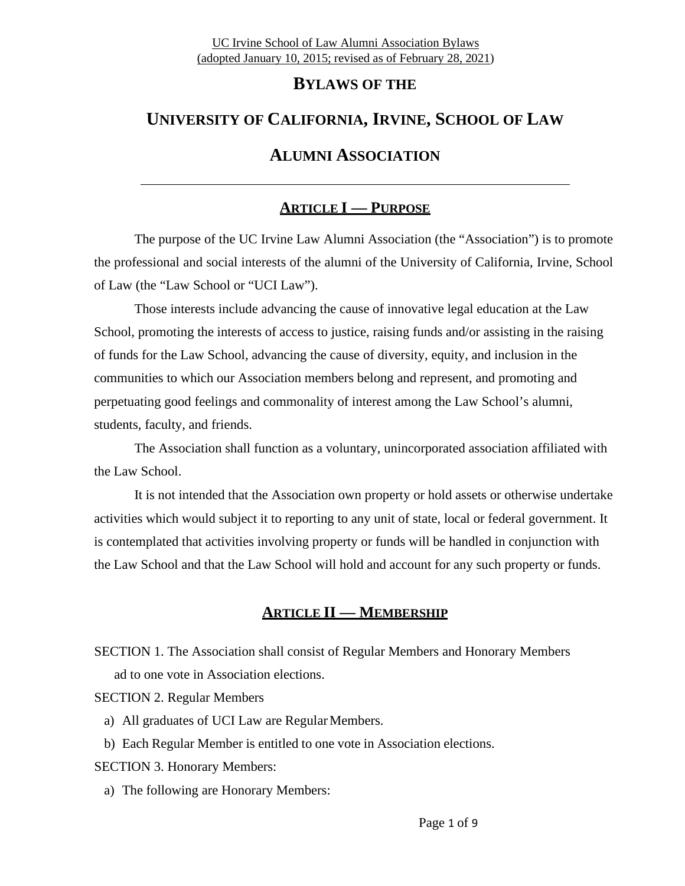UC Irvine School of Law Alumni Association Bylaws
(adopted January 10, 2015; revised as of February 28, 2021)

# BYLAWS OF THE

# UNIVERSITY OF CALIFORNIA, IRVINE, SCHOOL OF LAW

# ALUMNI ASSOCIATION

---

## ARTICLE I — PURPOSE

The purpose of the UC Irvine Law Alumni Association (the "Association") is to promote the professional and social interests of the alumni of the University of California, Irvine, School of Law (the "Law School or "UCI Law").

Those interests include advancing the cause of innovative legal education at the Law School, promoting the interests of access to justice, raising funds and/or assisting in the raising of funds for the Law School, advancing the cause of diversity, equity, and inclusion in the communities to which our Association members belong and represent, and promoting and perpetuating good feelings and commonality of interest among the Law School's alumni, students, faculty, and friends.

The Association shall function as a voluntary, unincorporated association affiliated with the Law School.

It is not intended that the Association own property or hold assets or otherwise undertake activities which would subject it to reporting to any unit of state, local or federal government. It is contemplated that activities involving property or funds will be handled in conjunction with the Law School and that the Law School will hold and account for any such property or funds.

## ARTICLE II — MEMBERSHIP

SECTION 1. The Association shall consist of Regular Members and Honorary Members ad to one vote in Association elections.

SECTION 2. Regular Members

a) All graduates of UCI Law are Regular Members.

b) Each Regular Member is entitled to one vote in Association elections.

SECTION 3. Honorary Members:

a) The following are Honorary Members: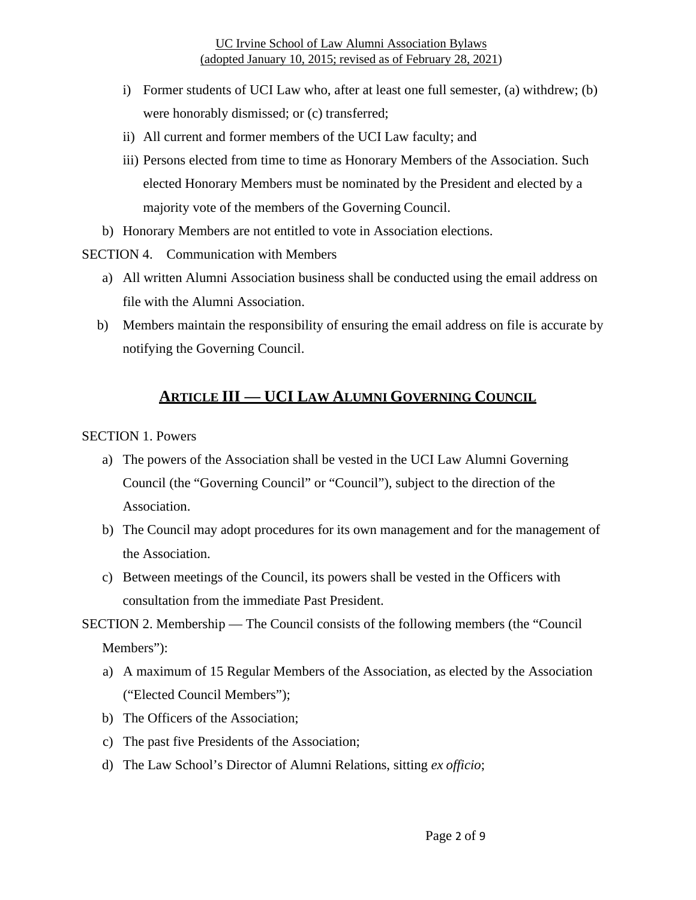i) Former students of UCI Law who, after at least one full semester, (a) withdrew; (b) were honorably dismissed; or (c) transferred;

ii) All current and former members of the UCI Law faculty; and

iii) Persons elected from time to time as Honorary Members of the Association. Such elected Honorary Members must be nominated by the President and elected by a majority vote of the members of the Governing Council.

b) Honorary Members are not entitled to vote in Association elections.

SECTION 4. Communication with Members

a) All written Alumni Association business shall be conducted using the email address on file with the Alumni Association.

b) Members maintain the responsibility of ensuring the email address on file is accurate by notifying the Governing Council.

## ARTICLE III — UCI LAW ALUMNI GOVERNING COUNCIL

SECTION 1. Powers

a) The powers of the Association shall be vested in the UCI Law Alumni Governing Council (the "Governing Council" or "Council"), subject to the direction of the Association.

b) The Council may adopt procedures for its own management and for the management of the Association.

c) Between meetings of the Council, its powers shall be vested in the Officers with consultation from the immediate Past President.

SECTION 2. Membership — The Council consists of the following members (the "Council Members"):

a) A maximum of 15 Regular Members of the Association, as elected by the Association ("Elected Council Members");

b) The Officers of the Association;

c) The past five Presidents of the Association;

d) The Law School's Director of Alumni Relations, sitting *ex officio*;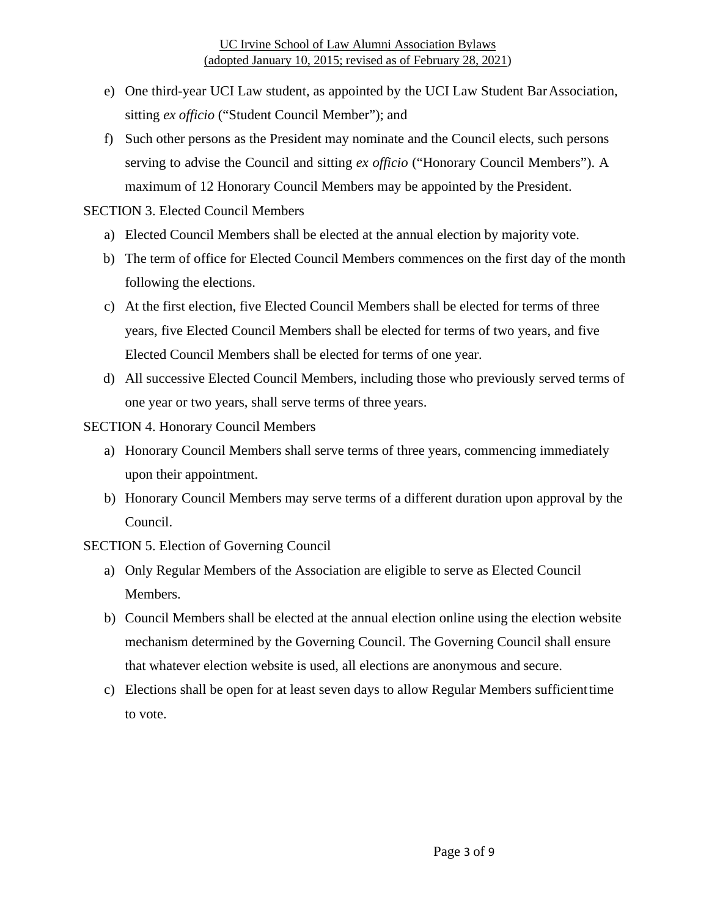e) One third-year UCI Law student, as appointed by the UCI Law Student Bar Association, sitting *ex officio* ("Student Council Member"); and

f) Such other persons as the President may nominate and the Council elects, such persons serving to advise the Council and sitting *ex officio* ("Honorary Council Members"). A maximum of 12 Honorary Council Members may be appointed by the President.

SECTION 3. Elected Council Members

a) Elected Council Members shall be elected at the annual election by majority vote.

b) The term of office for Elected Council Members commences on the first day of the month following the elections.

c) At the first election, five Elected Council Members shall be elected for terms of three years, five Elected Council Members shall be elected for terms of two years, and five Elected Council Members shall be elected for terms of one year.

d) All successive Elected Council Members, including those who previously served terms of one year or two years, shall serve terms of three years.

SECTION 4. Honorary Council Members

a) Honorary Council Members shall serve terms of three years, commencing immediately upon their appointment.

b) Honorary Council Members may serve terms of a different duration upon approval by the Council.

SECTION 5. Election of Governing Council

a) Only Regular Members of the Association are eligible to serve as Elected Council Members.

b) Council Members shall be elected at the annual election online using the election website mechanism determined by the Governing Council. The Governing Council shall ensure that whatever election website is used, all elections are anonymous and secure.

c) Elections shall be open for at least seven days to allow Regular Members sufficient time to vote.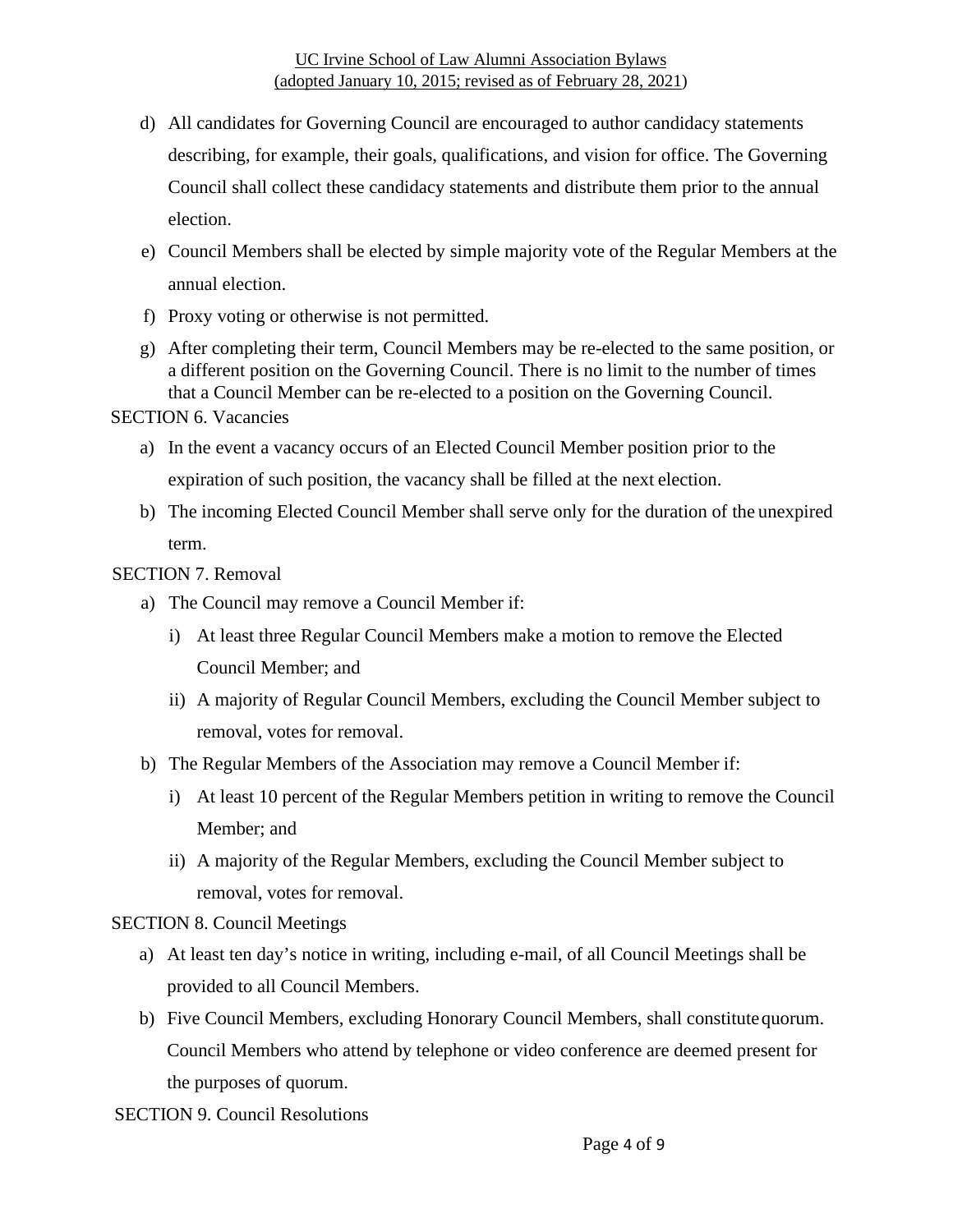d) All candidates for Governing Council are encouraged to author candidacy statements describing, for example, their goals, qualifications, and vision for office. The Governing Council shall collect these candidacy statements and distribute them prior to the annual election.

e) Council Members shall be elected by simple majority vote of the Regular Members at the annual election.

f) Proxy voting or otherwise is not permitted.

g) After completing their term, Council Members may be re-elected to the same position, or a different position on the Governing Council. There is no limit to the number of times that a Council Member can be re-elected to a position on the Governing Council.

SECTION 6. Vacancies

a) In the event a vacancy occurs of an Elected Council Member position prior to the expiration of such position, the vacancy shall be filled at the next election.

b) The incoming Elected Council Member shall serve only for the duration of the unexpired term.

SECTION 7. Removal

a) The Council may remove a Council Member if:

   i) At least three Regular Council Members make a motion to remove the Elected Council Member; and

   ii) A majority of Regular Council Members, excluding the Council Member subject to removal, votes for removal.

b) The Regular Members of the Association may remove a Council Member if:

   i) At least 10 percent of the Regular Members petition in writing to remove the Council Member; and

   ii) A majority of the Regular Members, excluding the Council Member subject to removal, votes for removal.

SECTION 8. Council Meetings

a) At least ten day's notice in writing, including e-mail, of all Council Meetings shall be provided to all Council Members.

b) Five Council Members, excluding Honorary Council Members, shall constitute quorum. Council Members who attend by telephone or video conference are deemed present for the purposes of quorum.

SECTION 9. Council Resolutions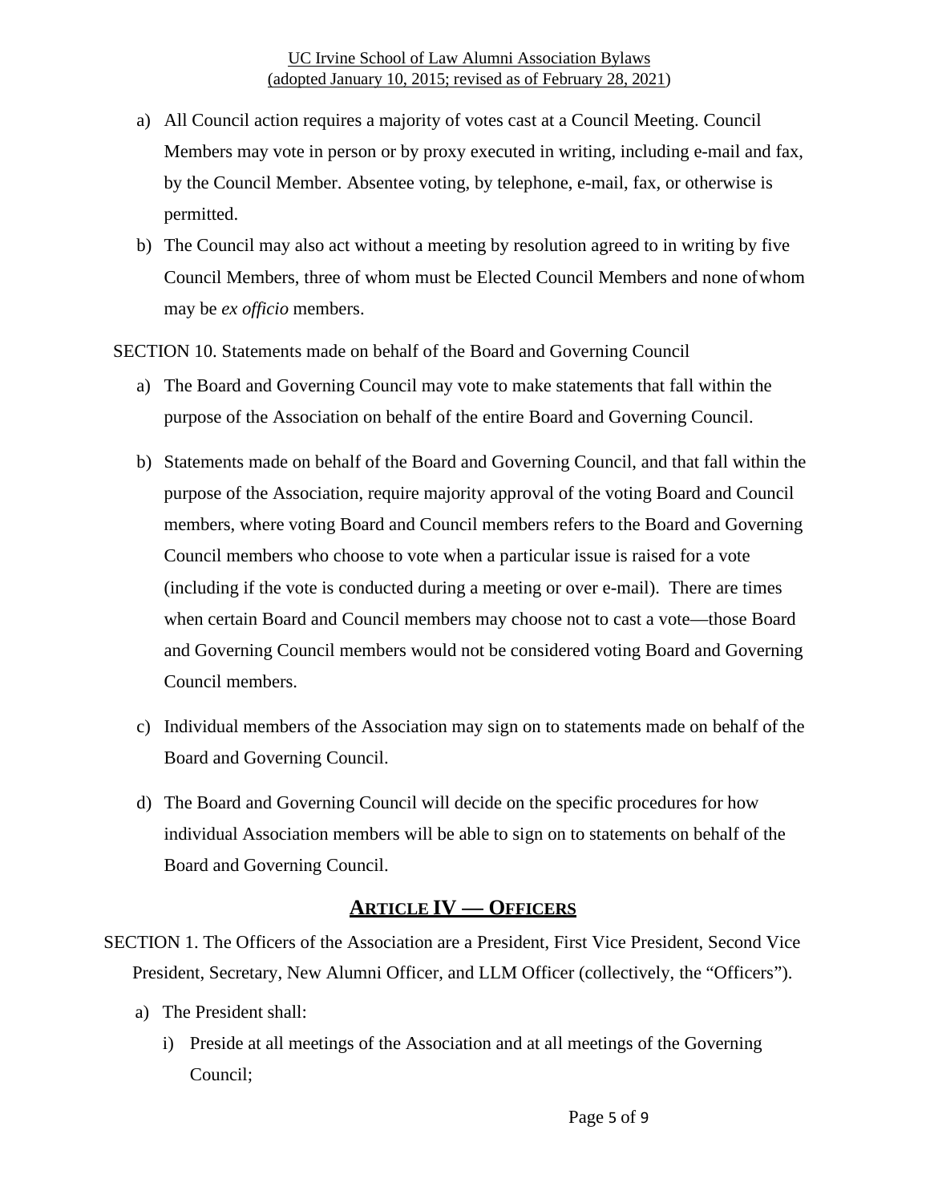a) All Council action requires a majority of votes cast at a Council Meeting. Council Members may vote in person or by proxy executed in writing, including e-mail and fax, by the Council Member. Absentee voting, by telephone, e-mail, fax, or otherwise is permitted.

b) The Council may also act without a meeting by resolution agreed to in writing by five Council Members, three of whom must be Elected Council Members and none of whom may be *ex officio* members.

SECTION 10. Statements made on behalf of the Board and Governing Council

a) The Board and Governing Council may vote to make statements that fall within the purpose of the Association on behalf of the entire Board and Governing Council.

b) Statements made on behalf of the Board and Governing Council, and that fall within the purpose of the Association, require majority approval of the voting Board and Council members, where voting Board and Council members refers to the Board and Governing Council members who choose to vote when a particular issue is raised for a vote (including if the vote is conducted during a meeting or over e-mail). There are times when certain Board and Council members may choose not to cast a vote—those Board and Governing Council members would not be considered voting Board and Governing Council members.

c) Individual members of the Association may sign on to statements made on behalf of the Board and Governing Council.

d) The Board and Governing Council will decide on the specific procedures for how individual Association members will be able to sign on to statements on behalf of the Board and Governing Council.

## ARTICLE IV — OFFICERS

SECTION 1. The Officers of the Association are a President, First Vice President, Second Vice President, Secretary, New Alumni Officer, and LLM Officer (collectively, the "Officers").

a) The President shall:

i) Preside at all meetings of the Association and at all meetings of the Governing Council;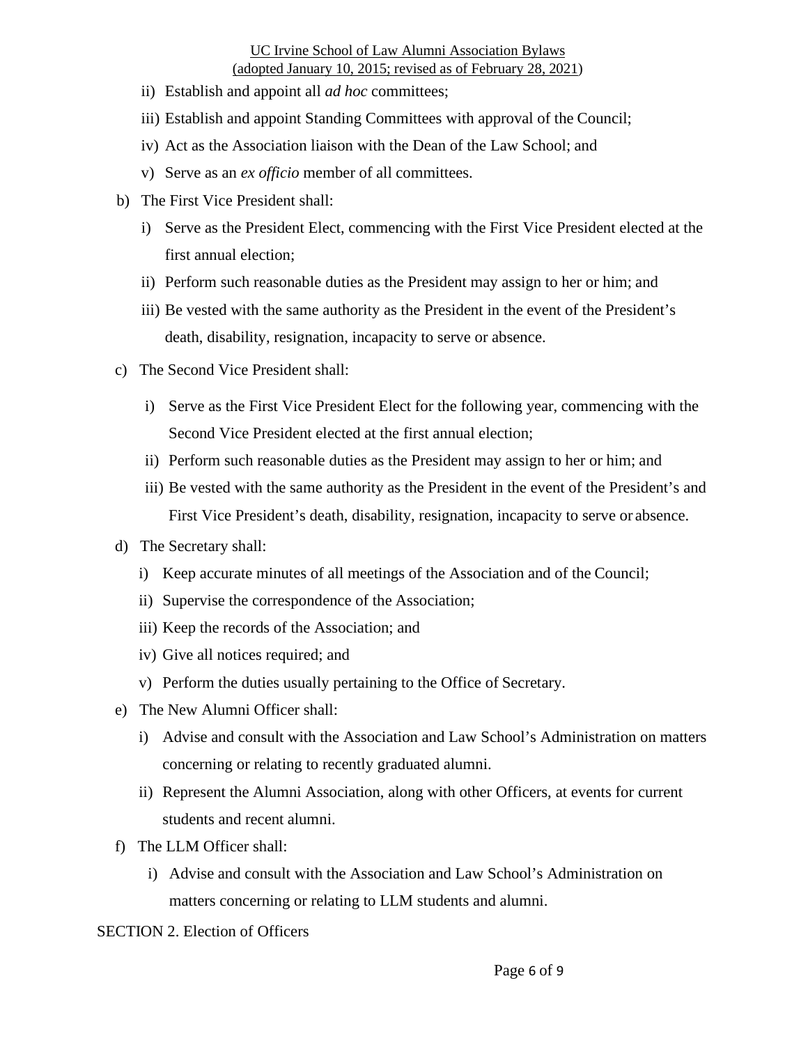ii) Establish and appoint all *ad hoc* committees;

iii) Establish and appoint Standing Committees with approval of the Council;

iv) Act as the Association liaison with the Dean of the Law School; and

v) Serve as an *ex officio* member of all committees.

b) The First Vice President shall:

i) Serve as the President Elect, commencing with the First Vice President elected at the first annual election;

ii) Perform such reasonable duties as the President may assign to her or him; and

iii) Be vested with the same authority as the President in the event of the President's death, disability, resignation, incapacity to serve or absence.

c) The Second Vice President shall:

i) Serve as the First Vice President Elect for the following year, commencing with the Second Vice President elected at the first annual election;

ii) Perform such reasonable duties as the President may assign to her or him; and

iii) Be vested with the same authority as the President in the event of the President's and First Vice President's death, disability, resignation, incapacity to serve or absence.

d) The Secretary shall:

i) Keep accurate minutes of all meetings of the Association and of the Council;

ii) Supervise the correspondence of the Association;

iii) Keep the records of the Association; and

iv) Give all notices required; and

v) Perform the duties usually pertaining to the Office of Secretary.

e) The New Alumni Officer shall:

i) Advise and consult with the Association and Law School's Administration on matters concerning or relating to recently graduated alumni.

ii) Represent the Alumni Association, along with other Officers, at events for current students and recent alumni.

f) The LLM Officer shall:

i) Advise and consult with the Association and Law School's Administration on matters concerning or relating to LLM students and alumni.

SECTION 2. Election of Officers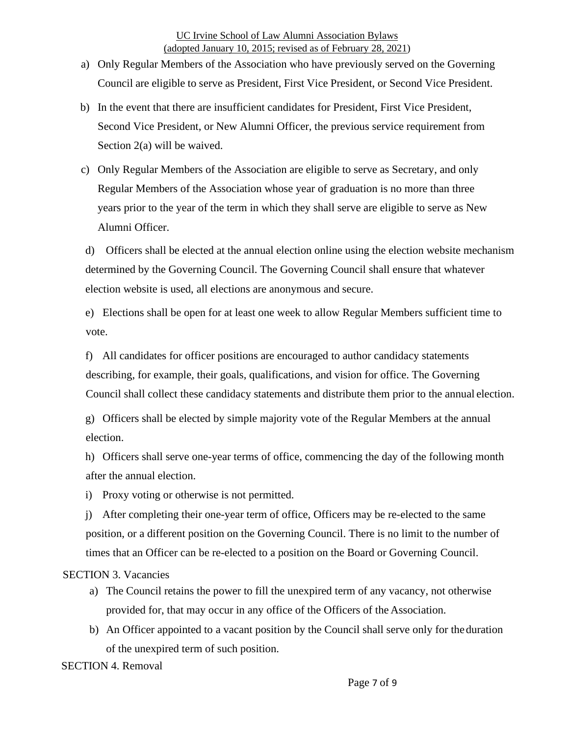a) Only Regular Members of the Association who have previously served on the Governing Council are eligible to serve as President, First Vice President, or Second Vice President.

b) In the event that there are insufficient candidates for President, First Vice President, Second Vice President, or New Alumni Officer, the previous service requirement from Section 2(a) will be waived.

c) Only Regular Members of the Association are eligible to serve as Secretary, and only Regular Members of the Association whose year of graduation is no more than three years prior to the year of the term in which they shall serve are eligible to serve as New Alumni Officer.

d) Officers shall be elected at the annual election online using the election website mechanism determined by the Governing Council. The Governing Council shall ensure that whatever election website is used, all elections are anonymous and secure.

e) Elections shall be open for at least one week to allow Regular Members sufficient time to vote.

f) All candidates for officer positions are encouraged to author candidacy statements describing, for example, their goals, qualifications, and vision for office. The Governing Council shall collect these candidacy statements and distribute them prior to the annual election.

g) Officers shall be elected by simple majority vote of the Regular Members at the annual election.

h) Officers shall serve one-year terms of office, commencing the day of the following month after the annual election.

i) Proxy voting or otherwise is not permitted.

j) After completing their one-year term of office, Officers may be re-elected to the same position, or a different position on the Governing Council. There is no limit to the number of times that an Officer can be re-elected to a position on the Board or Governing Council.

SECTION 3. Vacancies

a) The Council retains the power to fill the unexpired term of any vacancy, not otherwise provided for, that may occur in any office of the Officers of the Association.

b) An Officer appointed to a vacant position by the Council shall serve only for the duration of the unexpired term of such position.

SECTION 4. Removal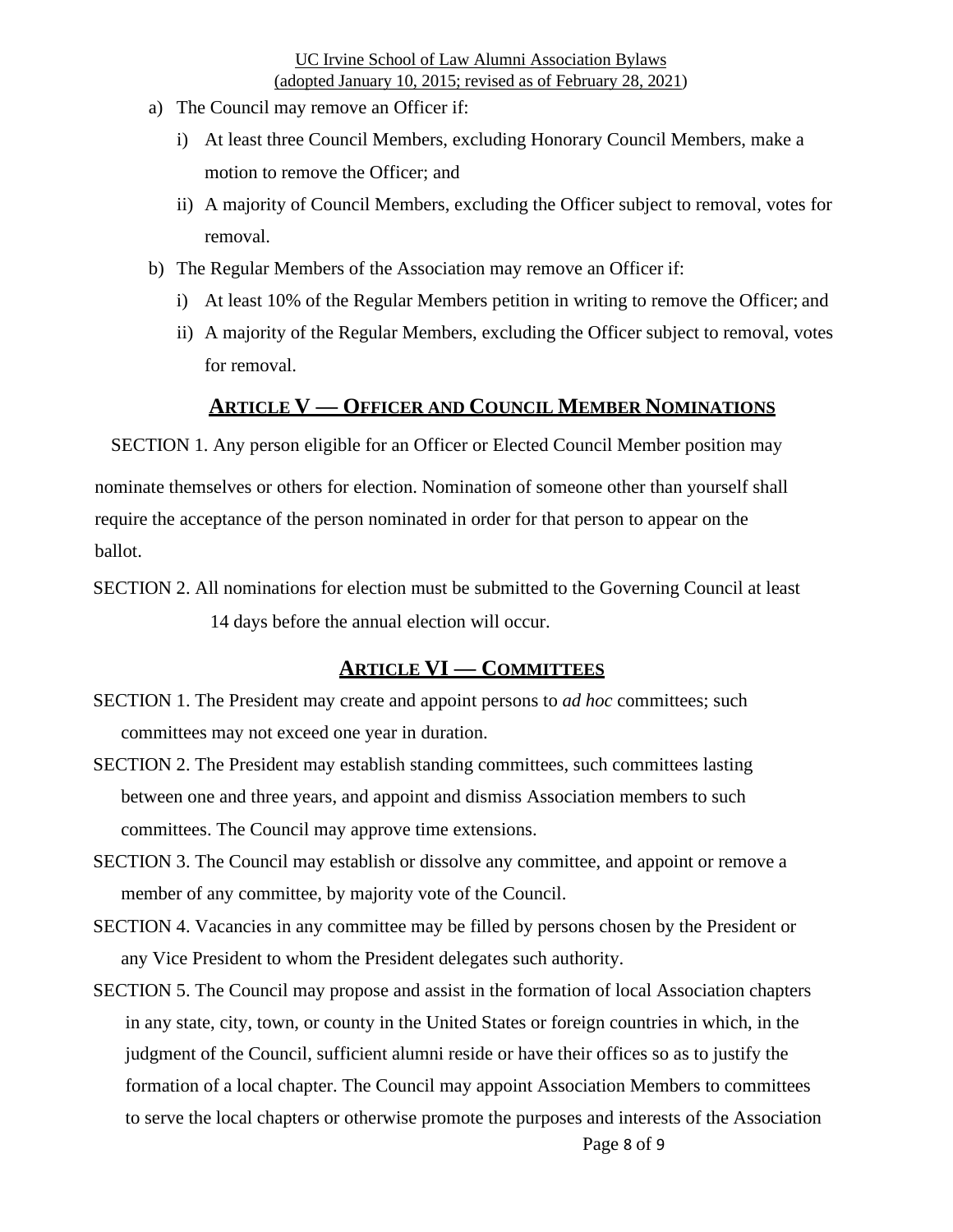a) The Council may remove an Officer if:
   i) At least three Council Members, excluding Honorary Council Members, make a motion to remove the Officer; and
   ii) A majority of Council Members, excluding the Officer subject to removal, votes for removal.
b) The Regular Members of the Association may remove an Officer if:
   i) At least 10% of the Regular Members petition in writing to remove the Officer; and
   ii) A majority of the Regular Members, excluding the Officer subject to removal, votes for removal.

## ARTICLE V — OFFICER AND COUNCIL MEMBER NOMINATIONS

SECTION 1. Any person eligible for an Officer or Elected Council Member position may nominate themselves or others for election. Nomination of someone other than yourself shall require the acceptance of the person nominated in order for that person to appear on the ballot.

SECTION 2. All nominations for election must be submitted to the Governing Council at least 14 days before the annual election will occur.

## ARTICLE VI — COMMITTEES

SECTION 1. The President may create and appoint persons to *ad hoc* committees; such committees may not exceed one year in duration.

SECTION 2. The President may establish standing committees, such committees lasting between one and three years, and appoint and dismiss Association members to such committees. The Council may approve time extensions.

SECTION 3. The Council may establish or dissolve any committee, and appoint or remove a member of any committee, by majority vote of the Council.

SECTION 4. Vacancies in any committee may be filled by persons chosen by the President or any Vice President to whom the President delegates such authority.

SECTION 5. The Council may propose and assist in the formation of local Association chapters in any state, city, town, or county in the United States or foreign countries in which, in the judgment of the Council, sufficient alumni reside or have their offices so as to justify the formation of a local chapter. The Council may appoint Association Members to committees to serve the local chapters or otherwise promote the purposes and interests of the Association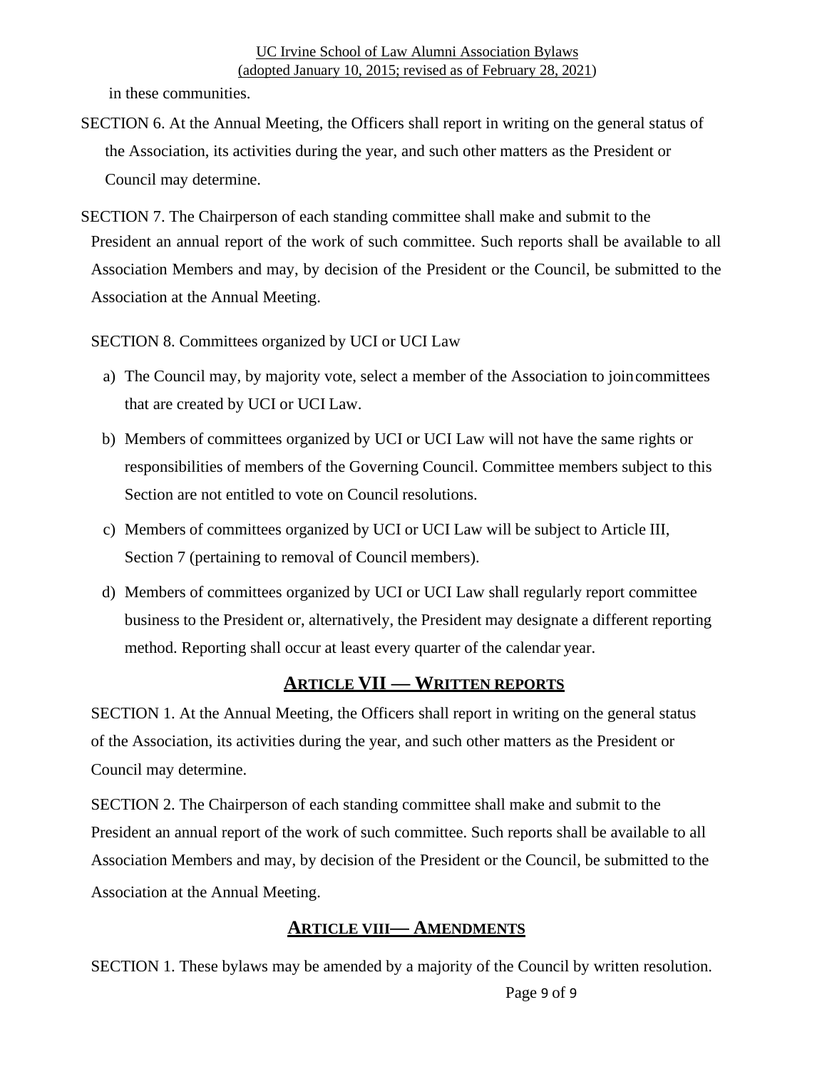in these communities.

SECTION 6. At the Annual Meeting, the Officers shall report in writing on the general status of the Association, its activities during the year, and such other matters as the President or Council may determine.

SECTION 7. The Chairperson of each standing committee shall make and submit to the President an annual report of the work of such committee. Such reports shall be available to all Association Members and may, by decision of the President or the Council, be submitted to the Association at the Annual Meeting.

SECTION 8. Committees organized by UCI or UCI Law

a) The Council may, by majority vote, select a member of the Association to joincommittees that are created by UCI or UCI Law.

b) Members of committees organized by UCI or UCI Law will not have the same rights or responsibilities of members of the Governing Council. Committee members subject to this Section are not entitled to vote on Council resolutions.

c) Members of committees organized by UCI or UCI Law will be subject to Article III, Section 7 (pertaining to removal of Council members).

d) Members of committees organized by UCI or UCI Law shall regularly report committee business to the President or, alternatively, the President may designate a different reporting method. Reporting shall occur at least every quarter of the calendar year.

## ARTICLE VII — WRITTEN REPORTS

SECTION 1. At the Annual Meeting, the Officers shall report in writing on the general status of the Association, its activities during the year, and such other matters as the President or Council may determine.

SECTION 2. The Chairperson of each standing committee shall make and submit to the President an annual report of the work of such committee. Such reports shall be available to all Association Members and may, by decision of the President or the Council, be submitted to the Association at the Annual Meeting.

## ARTICLE VIII— AMENDMENTS

SECTION 1. These bylaws may be amended by a majority of the Council by written resolution.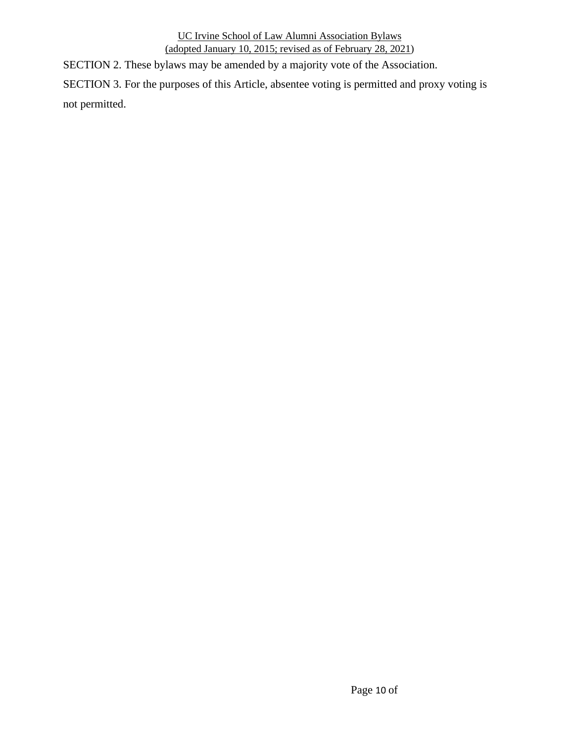SECTION 2. These bylaws may be amended by a majority vote of the Association.

SECTION 3. For the purposes of this Article, absentee voting is permitted and proxy voting is not permitted.